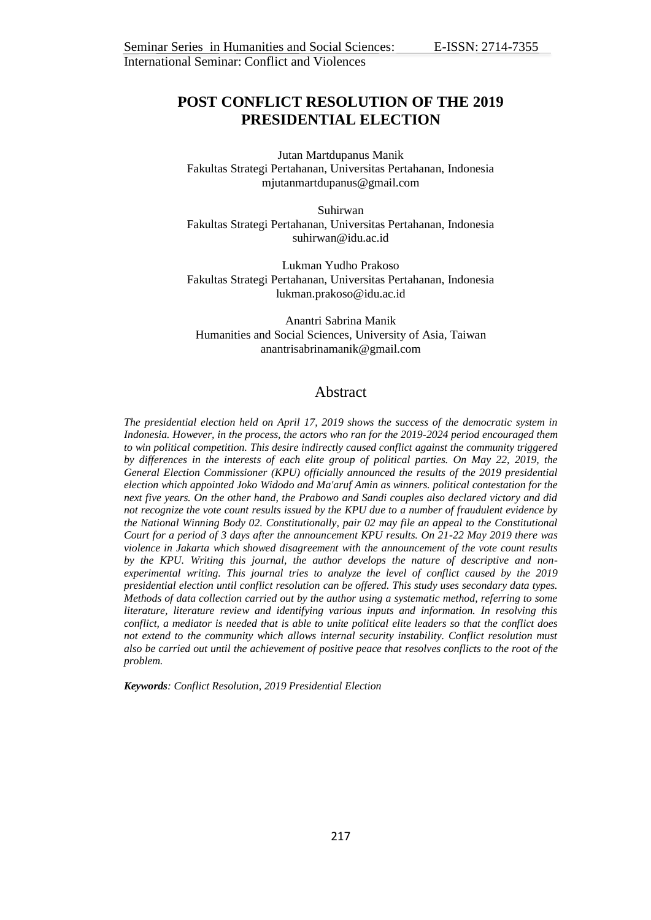# POST CONFLICT RESOLUTION OF THE 2019 PRESIDENTIAL ELECTION

Jutan Martdupanus Manik
Fakultas Strategi Pertahanan, Universitas Pertahanan, Indonesia
mjutanmartdupanus@gmail.com

Suhirwan
Fakultas Strategi Pertahanan, Universitas Pertahanan, Indonesia
suhirwan@idu.ac.id

Lukman Yudho Prakoso
Fakultas Strategi Pertahanan, Universitas Pertahanan, Indonesia
lukman.prakoso@idu.ac.id

Anantri Sabrina Manik
Humanities and Social Sciences, University of Asia, Taiwan
anantrisabrinamanik@gmail.com

## Abstract

*The presidential election held on April 17, 2019 shows the success of the democratic system in Indonesia. However, in the process, the actors who ran for the 2019-2024 period encouraged them to win political competition. This desire indirectly caused conflict against the community triggered by differences in the interests of each elite group of political parties. On May 22, 2019, the General Election Commissioner (KPU) officially announced the results of the 2019 presidential election which appointed Joko Widodo and Ma'aruf Amin as winners. political contestation for the next five years. On the other hand, the Prabowo and Sandi couples also declared victory and did not recognize the vote count results issued by the KPU due to a number of fraudulent evidence by the National Winning Body 02. Constitutionally, pair 02 may file an appeal to the Constitutional Court for a period of 3 days after the announcement KPU results. On 21-22 May 2019 there was violence in Jakarta which showed disagreement with the announcement of the vote count results by the KPU. Writing this journal, the author develops the nature of descriptive and non-experimental writing. This journal tries to analyze the level of conflict caused by the 2019 presidential election until conflict resolution can be offered. This study uses secondary data types. Methods of data collection carried out by the author using a systematic method, referring to some literature, literature review and identifying various inputs and information. In resolving this conflict, a mediator is needed that is able to unite political elite leaders so that the conflict does not extend to the community which allows internal security instability. Conflict resolution must also be carried out until the achievement of positive peace that resolves conflicts to the root of the problem.*

***Keywords**: Conflict Resolution, 2019 Presidential Election*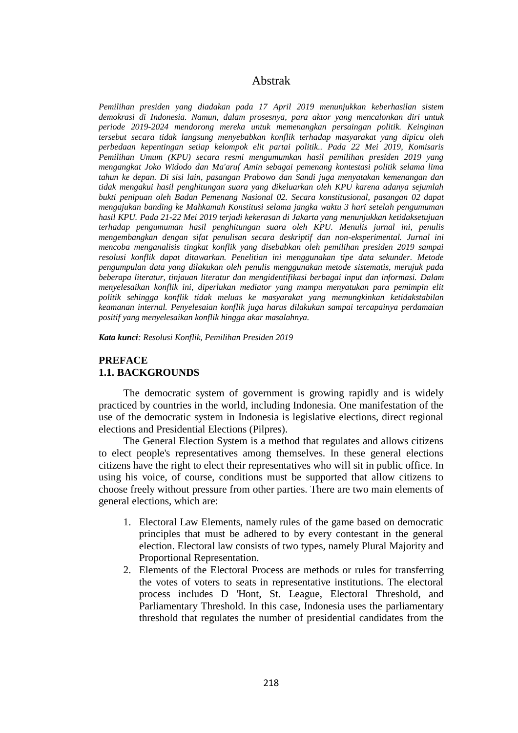# Abstrak

*Pemilihan presiden yang diadakan pada 17 April 2019 menunjukkan keberhasilan sistem demokrasi di Indonesia. Namun, dalam prosesnya, para aktor yang mencalonkan diri untuk periode 2019-2024 mendorong mereka untuk memenangkan persaingan politik. Keinginan tersebut secara tidak langsung menyebabkan konflik terhadap masyarakat yang dipicu oleh perbedaan kepentingan setiap kelompok elit partai politik.. Pada 22 Mei 2019, Komisaris Pemilihan Umum (KPU) secara resmi mengumumkan hasil pemilihan presiden 2019 yang mengangkat Joko Widodo dan Ma'aruf Amin sebagai pemenang kontestasi politik selama lima tahun ke depan. Di sisi lain, pasangan Prabowo dan Sandi juga menyatakan kemenangan dan tidak mengakui hasil penghitungan suara yang dikeluarkan oleh KPU karena adanya sejumlah bukti penipuan oleh Badan Pemenang Nasional 02. Secara konstitusional, pasangan 02 dapat mengajukan banding ke Mahkamah Konstitusi selama jangka waktu 3 hari setelah pengumuman hasil KPU. Pada 21-22 Mei 2019 terjadi kekerasan di Jakarta yang menunjukkan ketidaksetujuan terhadap pengumuman hasil penghitungan suara oleh KPU. Menulis jurnal ini, penulis mengembangkan dengan sifat penulisan secara deskriptif dan non-eksperimental. Jurnal ini mencoba menganalisis tingkat konflik yang disebabkan oleh pemilihan presiden 2019 sampai resolusi konflik dapat ditawarkan. Penelitian ini menggunakan tipe data sekunder. Metode pengumpulan data yang dilakukan oleh penulis menggunakan metode sistematis, merujuk pada beberapa literatur, tinjauan literatur dan mengidentifikasi berbagai input dan informasi. Dalam menyelesaikan konflik ini, diperlukan mediator yang mampu menyatukan para pemimpin elit politik sehingga konflik tidak meluas ke masyarakat yang memungkinkan ketidakstabilan keamanan internal. Penyelesaian konflik juga harus dilakukan sampai tercapainya perdamaian positif yang menyelesaikan konflik hingga akar masalahnya.*

***Kata kunci**: Resolusi Konflik, Pemilihan Presiden 2019*

## PREFACE

### 1.1. BACKGROUNDS

The democratic system of government is growing rapidly and is widely practiced by countries in the world, including Indonesia. One manifestation of the use of the democratic system in Indonesia is legislative elections, direct regional elections and Presidential Elections (Pilpres).

The General Election System is a method that regulates and allows citizens to elect people's representatives among themselves. In these general elections citizens have the right to elect their representatives who will sit in public office. In using his voice, of course, conditions must be supported that allow citizens to choose freely without pressure from other parties. There are two main elements of general elections, which are:

1. Electoral Law Elements, namely rules of the game based on democratic principles that must be adhered to by every contestant in the general election. Electoral law consists of two types, namely Plural Majority and Proportional Representation.
2. Elements of the Electoral Process are methods or rules for transferring the votes of voters to seats in representative institutions. The electoral process includes D 'Hont, St. League, Electoral Threshold, and Parliamentary Threshold. In this case, Indonesia uses the parliamentary threshold that regulates the number of presidential candidates from the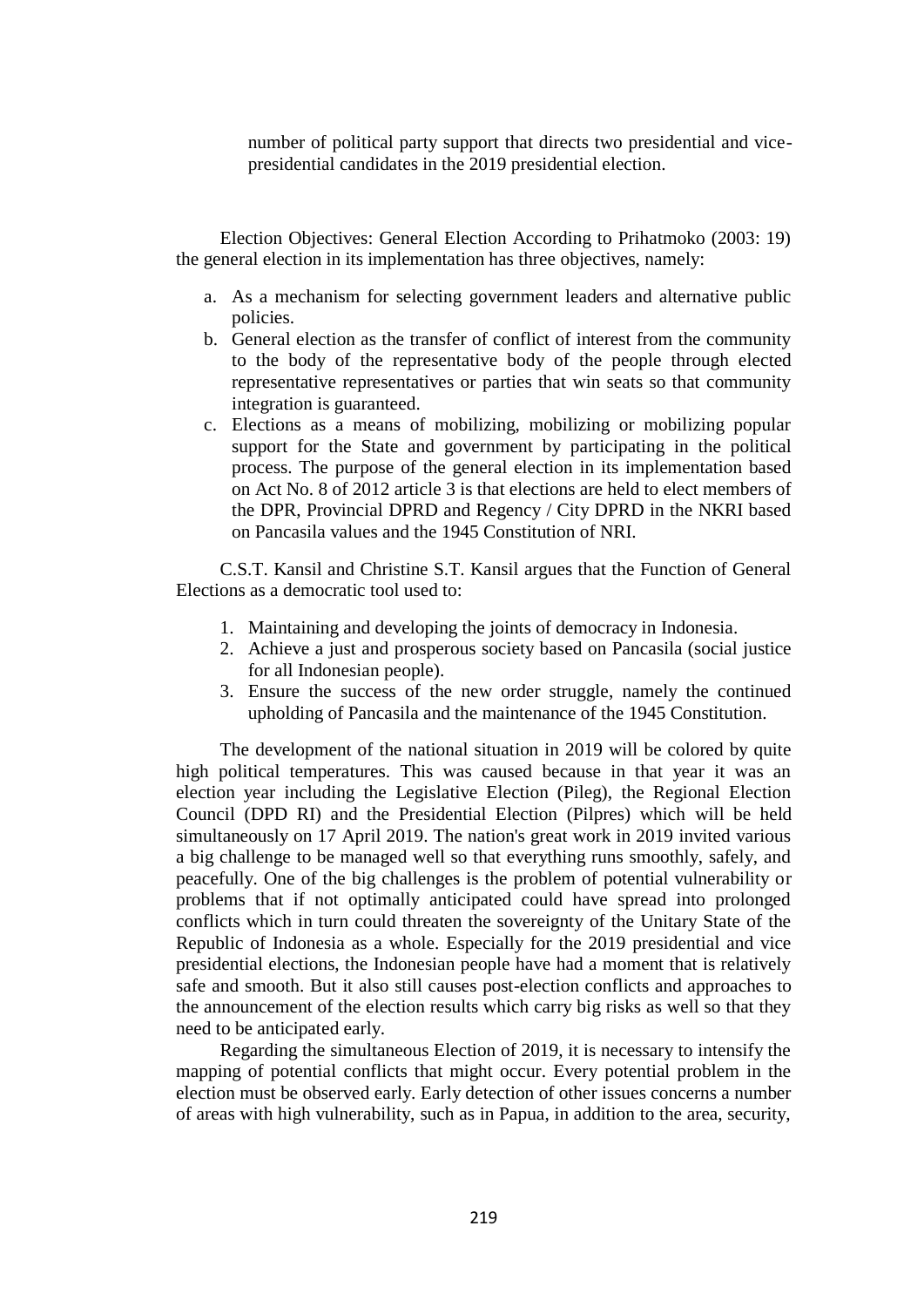number of political party support that directs two presidential and vice-presidential candidates in the 2019 presidential election.

Election Objectives: General Election According to Prihatmoko (2003: 19) the general election in its implementation has three objectives, namely:

a. As a mechanism for selecting government leaders and alternative public policies.
b. General election as the transfer of conflict of interest from the community to the body of the representative body of the people through elected representative representatives or parties that win seats so that community integration is guaranteed.
c. Elections as a means of mobilizing, mobilizing or mobilizing popular support for the State and government by participating in the political process. The purpose of the general election in its implementation based on Act No. 8 of 2012 article 3 is that elections are held to elect members of the DPR, Provincial DPRD and Regency / City DPRD in the NKRI based on Pancasila values and the 1945 Constitution of NRI.

C.S.T. Kansil and Christine S.T. Kansil argues that the Function of General Elections as a democratic tool used to:

1. Maintaining and developing the joints of democracy in Indonesia.
2. Achieve a just and prosperous society based on Pancasila (social justice for all Indonesian people).
3. Ensure the success of the new order struggle, namely the continued upholding of Pancasila and the maintenance of the 1945 Constitution.

The development of the national situation in 2019 will be colored by quite high political temperatures. This was caused because in that year it was an election year including the Legislative Election (Pileg), the Regional Election Council (DPD RI) and the Presidential Election (Pilpres) which will be held simultaneously on 17 April 2019. The nation's great work in 2019 invited various a big challenge to be managed well so that everything runs smoothly, safely, and peacefully. One of the big challenges is the problem of potential vulnerability or problems that if not optimally anticipated could have spread into prolonged conflicts which in turn could threaten the sovereignty of the Unitary State of the Republic of Indonesia as a whole. Especially for the 2019 presidential and vice presidential elections, the Indonesian people have had a moment that is relatively safe and smooth. But it also still causes post-election conflicts and approaches to the announcement of the election results which carry big risks as well so that they need to be anticipated early.

Regarding the simultaneous Election of 2019, it is necessary to intensify the mapping of potential conflicts that might occur. Every potential problem in the election must be observed early. Early detection of other issues concerns a number of areas with high vulnerability, such as in Papua, in addition to the area, security,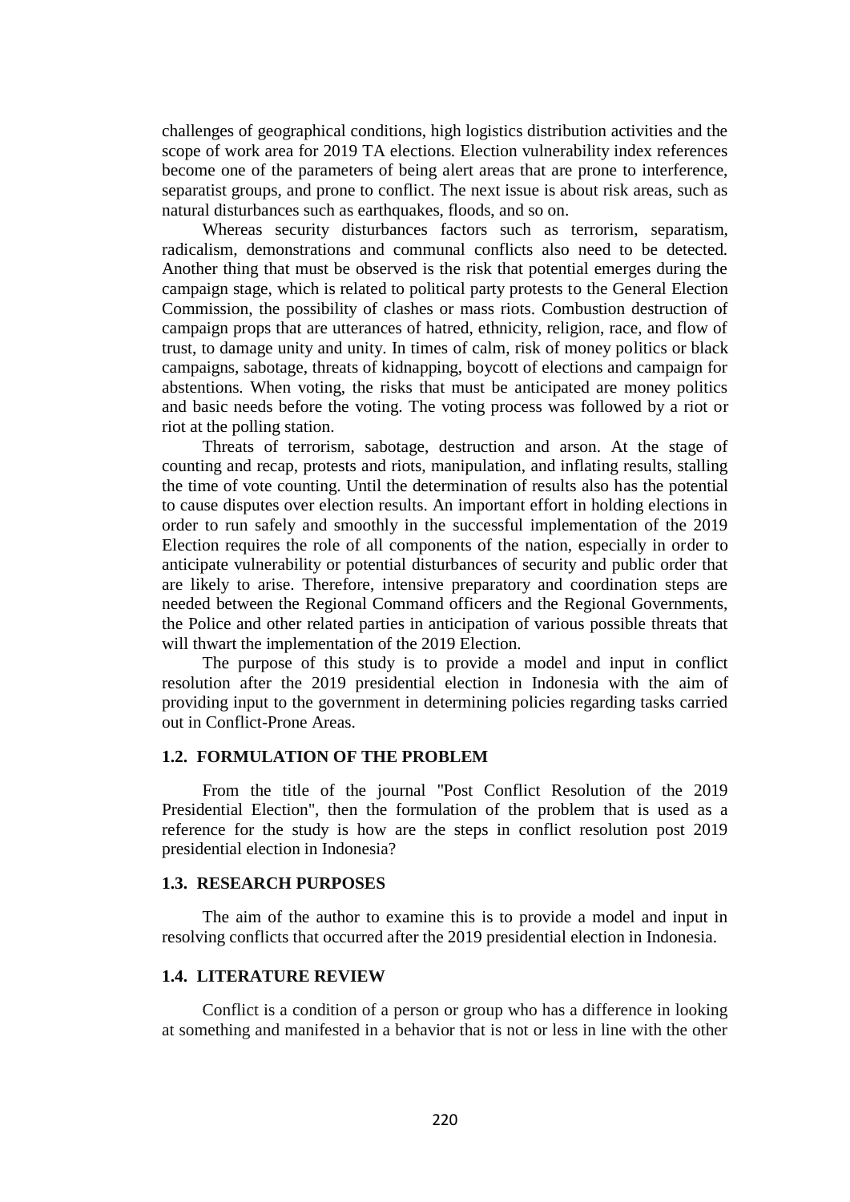challenges of geographical conditions, high logistics distribution activities and the scope of work area for 2019 TA elections. Election vulnerability index references become one of the parameters of being alert areas that are prone to interference, separatist groups, and prone to conflict. The next issue is about risk areas, such as natural disturbances such as earthquakes, floods, and so on.

Whereas security disturbances factors such as terrorism, separatism, radicalism, demonstrations and communal conflicts also need to be detected. Another thing that must be observed is the risk that potential emerges during the campaign stage, which is related to political party protests to the General Election Commission, the possibility of clashes or mass riots. Combustion destruction of campaign props that are utterances of hatred, ethnicity, religion, race, and flow of trust, to damage unity and unity. In times of calm, risk of money politics or black campaigns, sabotage, threats of kidnapping, boycott of elections and campaign for abstentions. When voting, the risks that must be anticipated are money politics and basic needs before the voting. The voting process was followed by a riot or riot at the polling station.

Threats of terrorism, sabotage, destruction and arson. At the stage of counting and recap, protests and riots, manipulation, and inflating results, stalling the time of vote counting. Until the determination of results also has the potential to cause disputes over election results. An important effort in holding elections in order to run safely and smoothly in the successful implementation of the 2019 Election requires the role of all components of the nation, especially in order to anticipate vulnerability or potential disturbances of security and public order that are likely to arise. Therefore, intensive preparatory and coordination steps are needed between the Regional Command officers and the Regional Governments, the Police and other related parties in anticipation of various possible threats that will thwart the implementation of the 2019 Election.

The purpose of this study is to provide a model and input in conflict resolution after the 2019 presidential election in Indonesia with the aim of providing input to the government in determining policies regarding tasks carried out in Conflict-Prone Areas.

### 1.2. FORMULATION OF THE PROBLEM

From the title of the journal "Post Conflict Resolution of the 2019 Presidential Election", then the formulation of the problem that is used as a reference for the study is how are the steps in conflict resolution post 2019 presidential election in Indonesia?

### 1.3. RESEARCH PURPOSES

The aim of the author to examine this is to provide a model and input in resolving conflicts that occurred after the 2019 presidential election in Indonesia.

### 1.4. LITERATURE REVIEW

Conflict is a condition of a person or group who has a difference in looking at something and manifested in a behavior that is not or less in line with the other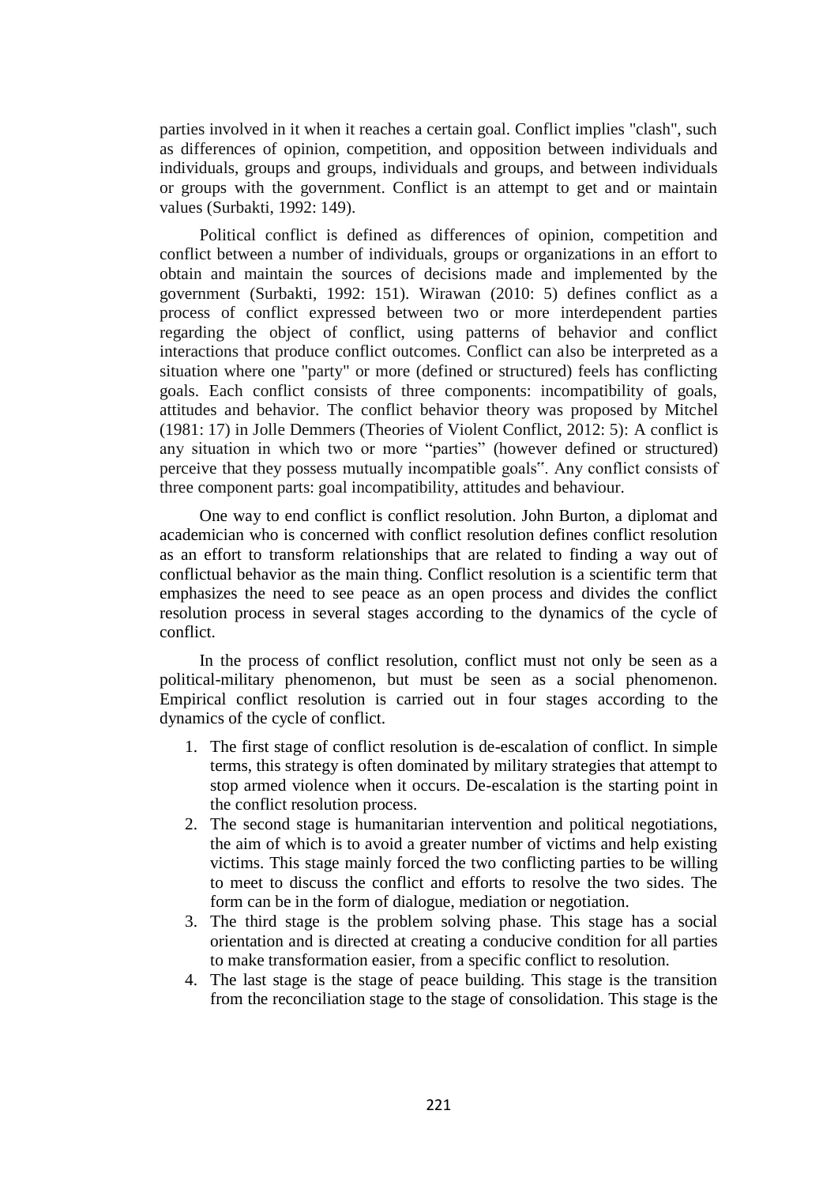parties involved in it when it reaches a certain goal. Conflict implies "clash", such as differences of opinion, competition, and opposition between individuals and individuals, groups and groups, individuals and groups, and between individuals or groups with the government. Conflict is an attempt to get and or maintain values (Surbakti, 1992: 149).

Political conflict is defined as differences of opinion, competition and conflict between a number of individuals, groups or organizations in an effort to obtain and maintain the sources of decisions made and implemented by the government (Surbakti, 1992: 151). Wirawan (2010: 5) defines conflict as a process of conflict expressed between two or more interdependent parties regarding the object of conflict, using patterns of behavior and conflict interactions that produce conflict outcomes. Conflict can also be interpreted as a situation where one "party" or more (defined or structured) feels has conflicting goals. Each conflict consists of three components: incompatibility of goals, attitudes and behavior. The conflict behavior theory was proposed by Mitchel (1981: 17) in Jolle Demmers (Theories of Violent Conflict, 2012: 5): A conflict is any situation in which two or more "parties" (however defined or structured) perceive that they possess mutually incompatible goals". Any conflict consists of three component parts: goal incompatibility, attitudes and behaviour.

One way to end conflict is conflict resolution. John Burton, a diplomat and academician who is concerned with conflict resolution defines conflict resolution as an effort to transform relationships that are related to finding a way out of conflictual behavior as the main thing. Conflict resolution is a scientific term that emphasizes the need to see peace as an open process and divides the conflict resolution process in several stages according to the dynamics of the cycle of conflict.

In the process of conflict resolution, conflict must not only be seen as a political-military phenomenon, but must be seen as a social phenomenon. Empirical conflict resolution is carried out in four stages according to the dynamics of the cycle of conflict.

1. The first stage of conflict resolution is de-escalation of conflict. In simple terms, this strategy is often dominated by military strategies that attempt to stop armed violence when it occurs. De-escalation is the starting point in the conflict resolution process.
2. The second stage is humanitarian intervention and political negotiations, the aim of which is to avoid a greater number of victims and help existing victims. This stage mainly forced the two conflicting parties to be willing to meet to discuss the conflict and efforts to resolve the two sides. The form can be in the form of dialogue, mediation or negotiation.
3. The third stage is the problem solving phase. This stage has a social orientation and is directed at creating a conducive condition for all parties to make transformation easier, from a specific conflict to resolution.
4. The last stage is the stage of peace building. This stage is the transition from the reconciliation stage to the stage of consolidation. This stage is the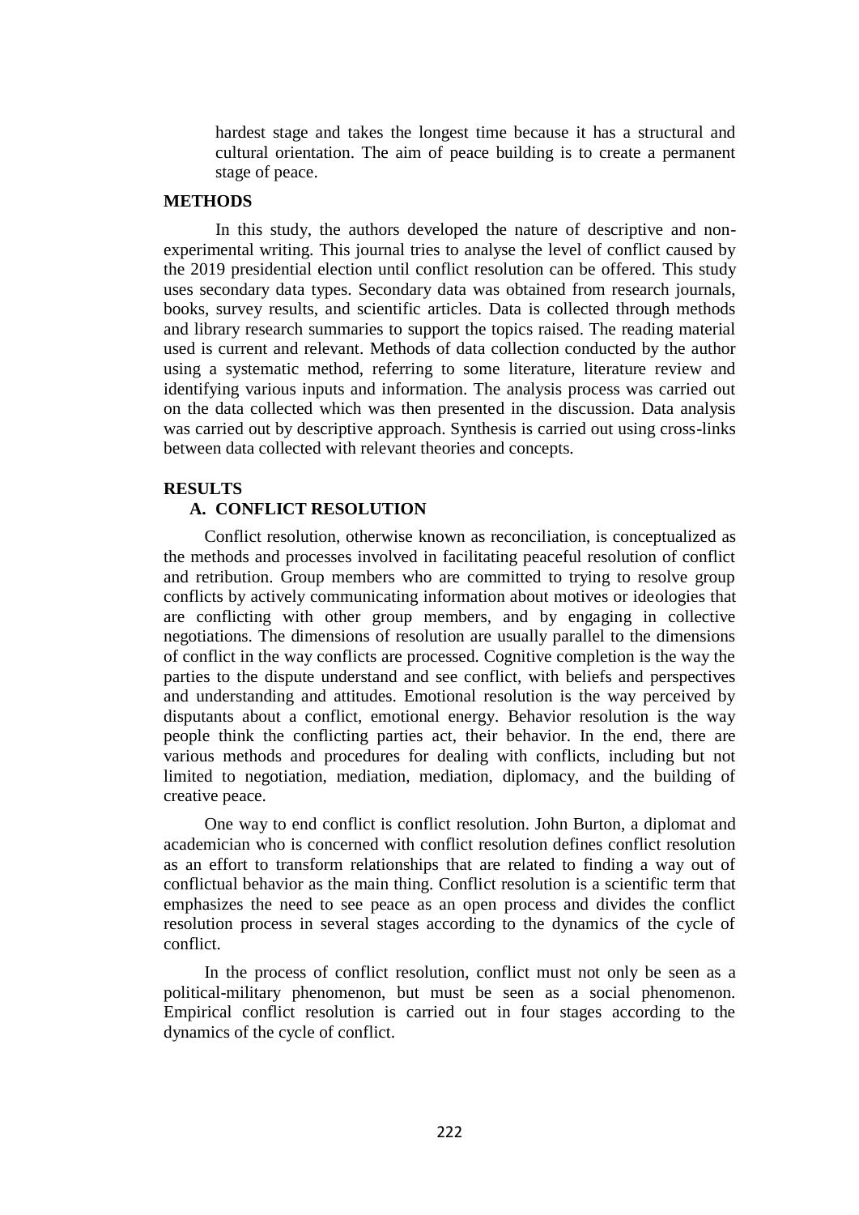hardest stage and takes the longest time because it has a structural and cultural orientation. The aim of peace building is to create a permanent stage of peace.

## METHODS

In this study, the authors developed the nature of descriptive and non-experimental writing. This journal tries to analyse the level of conflict caused by the 2019 presidential election until conflict resolution can be offered. This study uses secondary data types. Secondary data was obtained from research journals, books, survey results, and scientific articles. Data is collected through methods and library research summaries to support the topics raised. The reading material used is current and relevant. Methods of data collection conducted by the author using a systematic method, referring to some literature, literature review and identifying various inputs and information. The analysis process was carried out on the data collected which was then presented in the discussion. Data analysis was carried out by descriptive approach. Synthesis is carried out using cross-links between data collected with relevant theories and concepts.

## RESULTS

### A. CONFLICT RESOLUTION

Conflict resolution, otherwise known as reconciliation, is conceptualized as the methods and processes involved in facilitating peaceful resolution of conflict and retribution. Group members who are committed to trying to resolve group conflicts by actively communicating information about motives or ideologies that are conflicting with other group members, and by engaging in collective negotiations. The dimensions of resolution are usually parallel to the dimensions of conflict in the way conflicts are processed. Cognitive completion is the way the parties to the dispute understand and see conflict, with beliefs and perspectives and understanding and attitudes. Emotional resolution is the way perceived by disputants about a conflict, emotional energy. Behavior resolution is the way people think the conflicting parties act, their behavior. In the end, there are various methods and procedures for dealing with conflicts, including but not limited to negotiation, mediation, mediation, diplomacy, and the building of creative peace.

One way to end conflict is conflict resolution. John Burton, a diplomat and academician who is concerned with conflict resolution defines conflict resolution as an effort to transform relationships that are related to finding a way out of conflictual behavior as the main thing. Conflict resolution is a scientific term that emphasizes the need to see peace as an open process and divides the conflict resolution process in several stages according to the dynamics of the cycle of conflict.

In the process of conflict resolution, conflict must not only be seen as a political-military phenomenon, but must be seen as a social phenomenon. Empirical conflict resolution is carried out in four stages according to the dynamics of the cycle of conflict.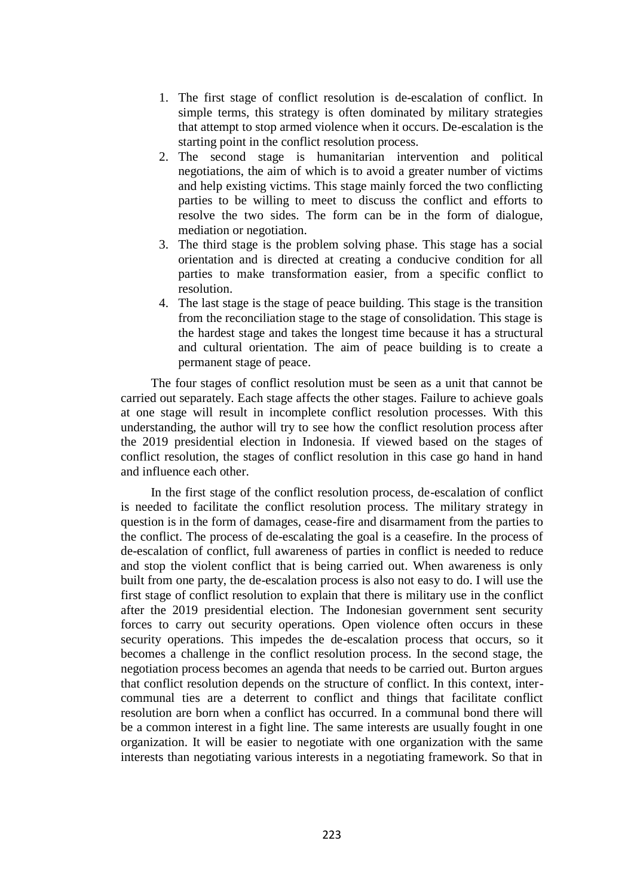1. The first stage of conflict resolution is de-escalation of conflict. In simple terms, this strategy is often dominated by military strategies that attempt to stop armed violence when it occurs. De-escalation is the starting point in the conflict resolution process.
2. The second stage is humanitarian intervention and political negotiations, the aim of which is to avoid a greater number of victims and help existing victims. This stage mainly forced the two conflicting parties to be willing to meet to discuss the conflict and efforts to resolve the two sides. The form can be in the form of dialogue, mediation or negotiation.
3. The third stage is the problem solving phase. This stage has a social orientation and is directed at creating a conducive condition for all parties to make transformation easier, from a specific conflict to resolution.
4. The last stage is the stage of peace building. This stage is the transition from the reconciliation stage to the stage of consolidation. This stage is the hardest stage and takes the longest time because it has a structural and cultural orientation. The aim of peace building is to create a permanent stage of peace.

The four stages of conflict resolution must be seen as a unit that cannot be carried out separately. Each stage affects the other stages. Failure to achieve goals at one stage will result in incomplete conflict resolution processes. With this understanding, the author will try to see how the conflict resolution process after the 2019 presidential election in Indonesia. If viewed based on the stages of conflict resolution, the stages of conflict resolution in this case go hand in hand and influence each other.

In the first stage of the conflict resolution process, de-escalation of conflict is needed to facilitate the conflict resolution process. The military strategy in question is in the form of damages, cease-fire and disarmament from the parties to the conflict. The process of de-escalating the goal is a ceasefire. In the process of de-escalation of conflict, full awareness of parties in conflict is needed to reduce and stop the violent conflict that is being carried out. When awareness is only built from one party, the de-escalation process is also not easy to do. I will use the first stage of conflict resolution to explain that there is military use in the conflict after the 2019 presidential election. The Indonesian government sent security forces to carry out security operations. Open violence often occurs in these security operations. This impedes the de-escalation process that occurs, so it becomes a challenge in the conflict resolution process. In the second stage, the negotiation process becomes an agenda that needs to be carried out. Burton argues that conflict resolution depends on the structure of conflict. In this context, inter-communal ties are a deterrent to conflict and things that facilitate conflict resolution are born when a conflict has occurred. In a communal bond there will be a common interest in a fight line. The same interests are usually fought in one organization. It will be easier to negotiate with one organization with the same interests than negotiating various interests in a negotiating framework. So that in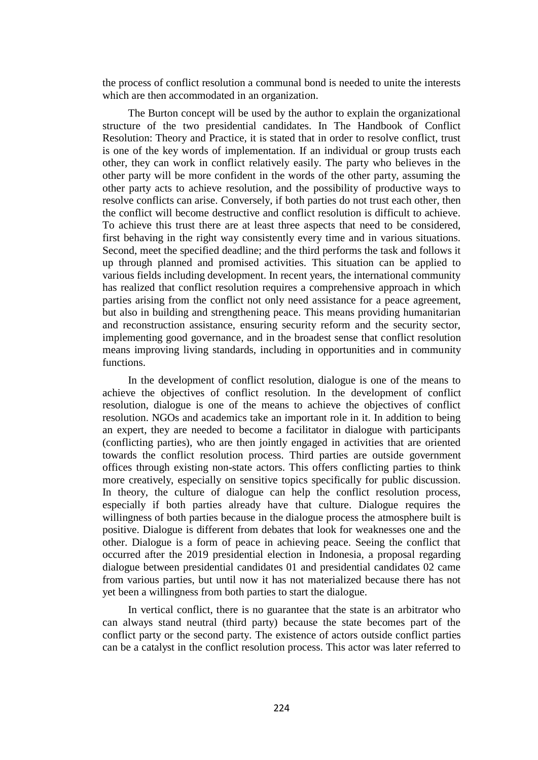the process of conflict resolution a communal bond is needed to unite the interests which are then accommodated in an organization.

The Burton concept will be used by the author to explain the organizational structure of the two presidential candidates. In The Handbook of Conflict Resolution: Theory and Practice, it is stated that in order to resolve conflict, trust is one of the key words of implementation. If an individual or group trusts each other, they can work in conflict relatively easily. The party who believes in the other party will be more confident in the words of the other party, assuming the other party acts to achieve resolution, and the possibility of productive ways to resolve conflicts can arise. Conversely, if both parties do not trust each other, then the conflict will become destructive and conflict resolution is difficult to achieve. To achieve this trust there are at least three aspects that need to be considered, first behaving in the right way consistently every time and in various situations. Second, meet the specified deadline; and the third performs the task and follows it up through planned and promised activities. This situation can be applied to various fields including development. In recent years, the international community has realized that conflict resolution requires a comprehensive approach in which parties arising from the conflict not only need assistance for a peace agreement, but also in building and strengthening peace. This means providing humanitarian and reconstruction assistance, ensuring security reform and the security sector, implementing good governance, and in the broadest sense that conflict resolution means improving living standards, including in opportunities and in community functions.

In the development of conflict resolution, dialogue is one of the means to achieve the objectives of conflict resolution. In the development of conflict resolution, dialogue is one of the means to achieve the objectives of conflict resolution. NGOs and academics take an important role in it. In addition to being an expert, they are needed to become a facilitator in dialogue with participants (conflicting parties), who are then jointly engaged in activities that are oriented towards the conflict resolution process. Third parties are outside government offices through existing non-state actors. This offers conflicting parties to think more creatively, especially on sensitive topics specifically for public discussion. In theory, the culture of dialogue can help the conflict resolution process, especially if both parties already have that culture. Dialogue requires the willingness of both parties because in the dialogue process the atmosphere built is positive. Dialogue is different from debates that look for weaknesses one and the other. Dialogue is a form of peace in achieving peace. Seeing the conflict that occurred after the 2019 presidential election in Indonesia, a proposal regarding dialogue between presidential candidates 01 and presidential candidates 02 came from various parties, but until now it has not materialized because there has not yet been a willingness from both parties to start the dialogue.

In vertical conflict, there is no guarantee that the state is an arbitrator who can always stand neutral (third party) because the state becomes part of the conflict party or the second party. The existence of actors outside conflict parties can be a catalyst in the conflict resolution process. This actor was later referred to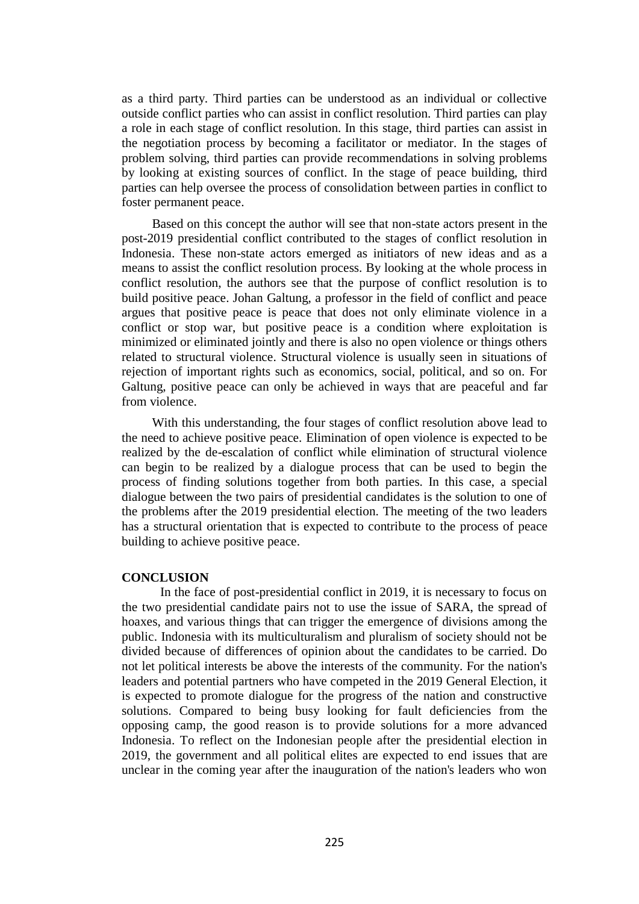as a third party. Third parties can be understood as an individual or collective outside conflict parties who can assist in conflict resolution. Third parties can play a role in each stage of conflict resolution. In this stage, third parties can assist in the negotiation process by becoming a facilitator or mediator. In the stages of problem solving, third parties can provide recommendations in solving problems by looking at existing sources of conflict. In the stage of peace building, third parties can help oversee the process of consolidation between parties in conflict to foster permanent peace.

Based on this concept the author will see that non-state actors present in the post-2019 presidential conflict contributed to the stages of conflict resolution in Indonesia. These non-state actors emerged as initiators of new ideas and as a means to assist the conflict resolution process. By looking at the whole process in conflict resolution, the authors see that the purpose of conflict resolution is to build positive peace. Johan Galtung, a professor in the field of conflict and peace argues that positive peace is peace that does not only eliminate violence in a conflict or stop war, but positive peace is a condition where exploitation is minimized or eliminated jointly and there is also no open violence or things others related to structural violence. Structural violence is usually seen in situations of rejection of important rights such as economics, social, political, and so on. For Galtung, positive peace can only be achieved in ways that are peaceful and far from violence.

With this understanding, the four stages of conflict resolution above lead to the need to achieve positive peace. Elimination of open violence is expected to be realized by the de-escalation of conflict while elimination of structural violence can begin to be realized by a dialogue process that can be used to begin the process of finding solutions together from both parties. In this case, a special dialogue between the two pairs of presidential candidates is the solution to one of the problems after the 2019 presidential election. The meeting of the two leaders has a structural orientation that is expected to contribute to the process of peace building to achieve positive peace.

## CONCLUSION

In the face of post-presidential conflict in 2019, it is necessary to focus on the two presidential candidate pairs not to use the issue of SARA, the spread of hoaxes, and various things that can trigger the emergence of divisions among the public. Indonesia with its multiculturalism and pluralism of society should not be divided because of differences of opinion about the candidates to be carried. Do not let political interests be above the interests of the community. For the nation's leaders and potential partners who have competed in the 2019 General Election, it is expected to promote dialogue for the progress of the nation and constructive solutions. Compared to being busy looking for fault deficiencies from the opposing camp, the good reason is to provide solutions for a more advanced Indonesia. To reflect on the Indonesian people after the presidential election in 2019, the government and all political elites are expected to end issues that are unclear in the coming year after the inauguration of the nation's leaders who won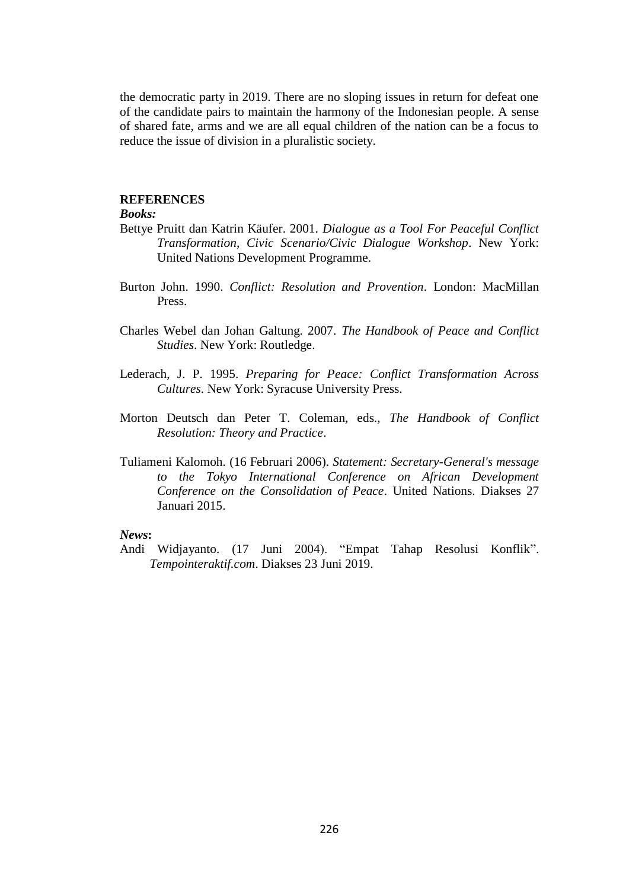the democratic party in 2019. There are no sloping issues in return for defeat one of the candidate pairs to maintain the harmony of the Indonesian people. A sense of shared fate, arms and we are all equal children of the nation can be a focus to reduce the issue of division in a pluralistic society.

## REFERENCES

***Books:***

Bettye Pruitt dan Katrin Käufer. 2001. *Dialogue as a Tool For Peaceful Conflict Transformation, Civic Scenario/Civic Dialogue Workshop*. New York: United Nations Development Programme.

Burton John. 1990. *Conflict: Resolution and Provention*. London: MacMillan Press.

Charles Webel dan Johan Galtung. 2007. *The Handbook of Peace and Conflict Studies*. New York: Routledge.

Lederach, J. P. 1995. *Preparing for Peace: Conflict Transformation Across Cultures*. New York: Syracuse University Press.

Morton Deutsch dan Peter T. Coleman, eds., *The Handbook of Conflict Resolution: Theory and Practice*.

Tuliameni Kalomoh. (16 Februari 2006). *Statement: Secretary-General's message to the Tokyo International Conference on African Development Conference on the Consolidation of Peace*. United Nations. Diakses 27 Januari 2015.

***News*:**

Andi Widjayanto. (17 Juni 2004). "Empat Tahap Resolusi Konflik". *Tempointeraktif.com*. Diakses 23 Juni 2019.